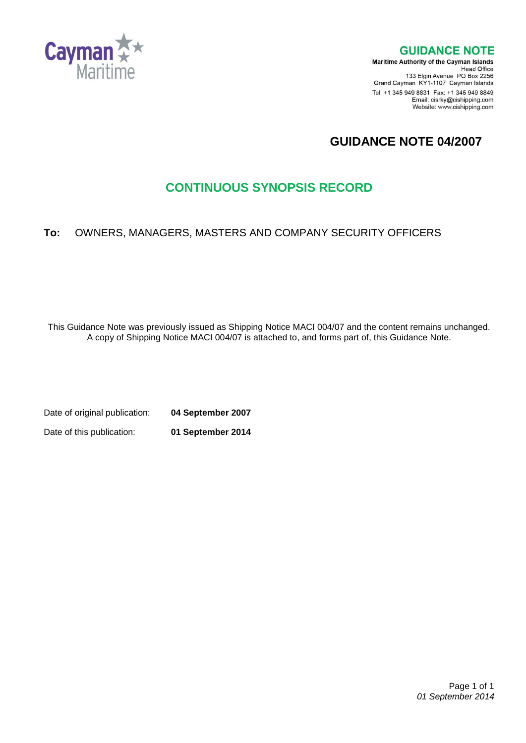Cayman Maritime

## GUIDANCE NOTE

**Maritime Authority of the Cayman Islands**
Head Office
133 Elgin Avenue PO Box 2256
Grand Cayman KY1-1107 Cayman Islands
Tel: +1 345 949 8831 Fax: +1 345 949 8849
Email: cisrky@cishipping.com
Website: www.cishipping.com

# GUIDANCE NOTE 04/2007

# CONTINUOUS SYNOPSIS RECORD

**To:** OWNERS, MANAGERS, MASTERS AND COMPANY SECURITY OFFICERS

This Guidance Note was previously issued as Shipping Notice MACI 004/07 and the content remains unchanged. A copy of Shipping Notice MACI 004/07 is attached to, and forms part of, this Guidance Note.

Date of original publication: **04 September 2007**

Date of this publication: **01 September 2014**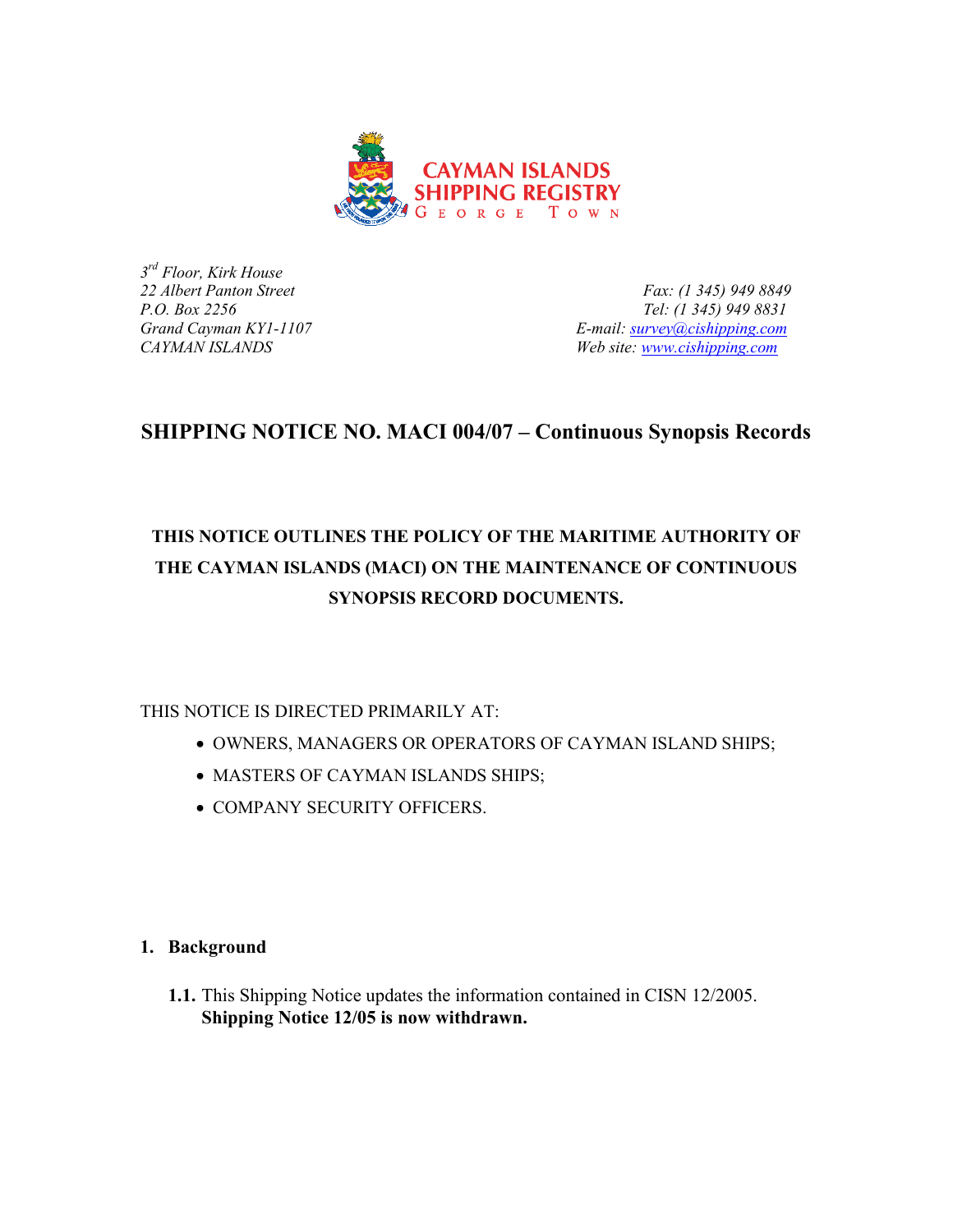**CAYMAN ISLANDS SHIPPING REGISTRY**
GEORGE TOWN

*3rd Floor, Kirk House*
*22 Albert Panton Street*
*P.O. Box 2256*
*Grand Cayman KY1-1107*
*CAYMAN ISLANDS*

*Fax: (1 345) 949 8849*
*Tel: (1 345) 949 8831*
*E-mail: survey@cishipping.com*
*Web site: www.cishipping.com*

## SHIPPING NOTICE NO. MACI 004/07 – Continuous Synopsis Records

**THIS NOTICE OUTLINES THE POLICY OF THE MARITIME AUTHORITY OF THE CAYMAN ISLANDS (MACI) ON THE MAINTENANCE OF CONTINUOUS SYNOPSIS RECORD DOCUMENTS.**

THIS NOTICE IS DIRECTED PRIMARILY AT:

- OWNERS, MANAGERS OR OPERATORS OF CAYMAN ISLAND SHIPS;
- MASTERS OF CAYMAN ISLANDS SHIPS;
- COMPANY SECURITY OFFICERS.

### 1. Background

**1.1.** This Shipping Notice updates the information contained in CISN 12/2005. **Shipping Notice 12/05 is now withdrawn.**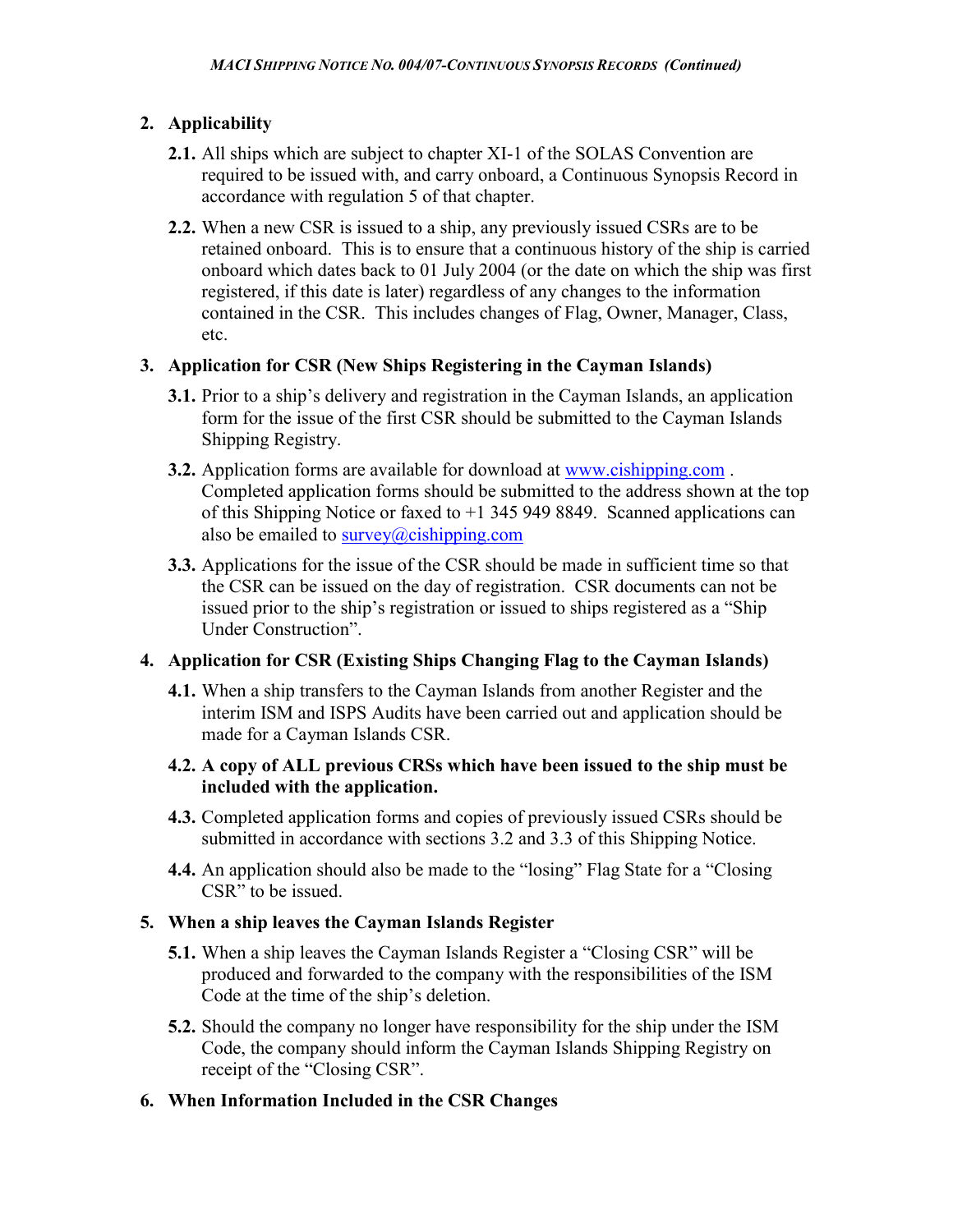## 2. Applicability

**2.1.** All ships which are subject to chapter XI-1 of the SOLAS Convention are required to be issued with, and carry onboard, a Continuous Synopsis Record in accordance with regulation 5 of that chapter.

**2.2.** When a new CSR is issued to a ship, any previously issued CSRs are to be retained onboard. This is to ensure that a continuous history of the ship is carried onboard which dates back to 01 July 2004 (or the date on which the ship was first registered, if this date is later) regardless of any changes to the information contained in the CSR. This includes changes of Flag, Owner, Manager, Class, etc.

## 3. Application for CSR (New Ships Registering in the Cayman Islands)

**3.1.** Prior to a ship's delivery and registration in the Cayman Islands, an application form for the issue of the first CSR should be submitted to the Cayman Islands Shipping Registry.

**3.2.** Application forms are available for download at www.cishipping.com . Completed application forms should be submitted to the address shown at the top of this Shipping Notice or faxed to +1 345 949 8849. Scanned applications can also be emailed to survey@cishipping.com

**3.3.** Applications for the issue of the CSR should be made in sufficient time so that the CSR can be issued on the day of registration. CSR documents can not be issued prior to the ship's registration or issued to ships registered as a "Ship Under Construction".

## 4. Application for CSR (Existing Ships Changing Flag to the Cayman Islands)

**4.1.** When a ship transfers to the Cayman Islands from another Register and the interim ISM and ISPS Audits have been carried out and application should be made for a Cayman Islands CSR.

**4.2. A copy of ALL previous CRSs which have been issued to the ship must be included with the application.**

**4.3.** Completed application forms and copies of previously issued CSRs should be submitted in accordance with sections 3.2 and 3.3 of this Shipping Notice.

**4.4.** An application should also be made to the "losing" Flag State for a "Closing CSR" to be issued.

## 5. When a ship leaves the Cayman Islands Register

**5.1.** When a ship leaves the Cayman Islands Register a "Closing CSR" will be produced and forwarded to the company with the responsibilities of the ISM Code at the time of the ship's deletion.

**5.2.** Should the company no longer have responsibility for the ship under the ISM Code, the company should inform the Cayman Islands Shipping Registry on receipt of the "Closing CSR".

## 6. When Information Included in the CSR Changes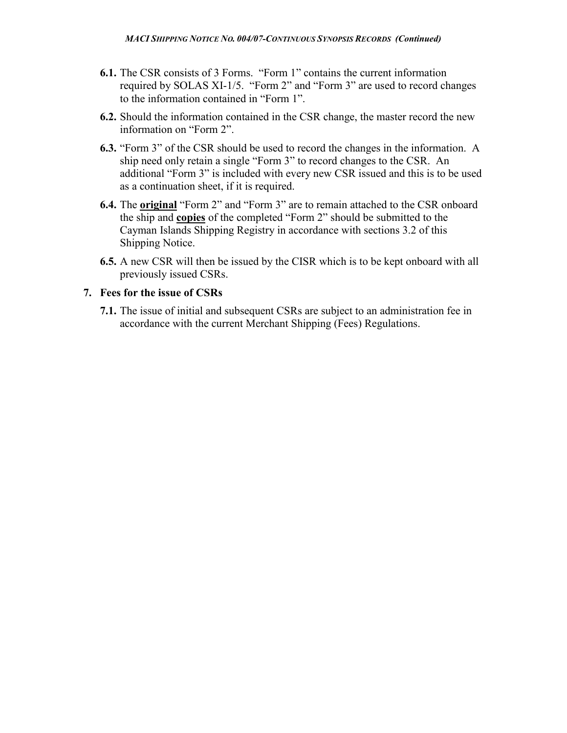**6.1.** The CSR consists of 3 Forms. "Form 1" contains the current information required by SOLAS XI-1/5. "Form 2" and "Form 3" are used to record changes to the information contained in "Form 1".

**6.2.** Should the information contained in the CSR change, the master record the new information on "Form 2".

**6.3.** "Form 3" of the CSR should be used to record the changes in the information. A ship need only retain a single "Form 3" to record changes to the CSR. An additional "Form 3" is included with every new CSR issued and this is to be used as a continuation sheet, if it is required.

**6.4.** The **original** "Form 2" and "Form 3" are to remain attached to the CSR onboard the ship and **copies** of the completed "Form 2" should be submitted to the Cayman Islands Shipping Registry in accordance with sections 3.2 of this Shipping Notice.

**6.5.** A new CSR will then be issued by the CISR which is to be kept onboard with all previously issued CSRs.

## 7. Fees for the issue of CSRs

**7.1.** The issue of initial and subsequent CSRs are subject to an administration fee in accordance with the current Merchant Shipping (Fees) Regulations.